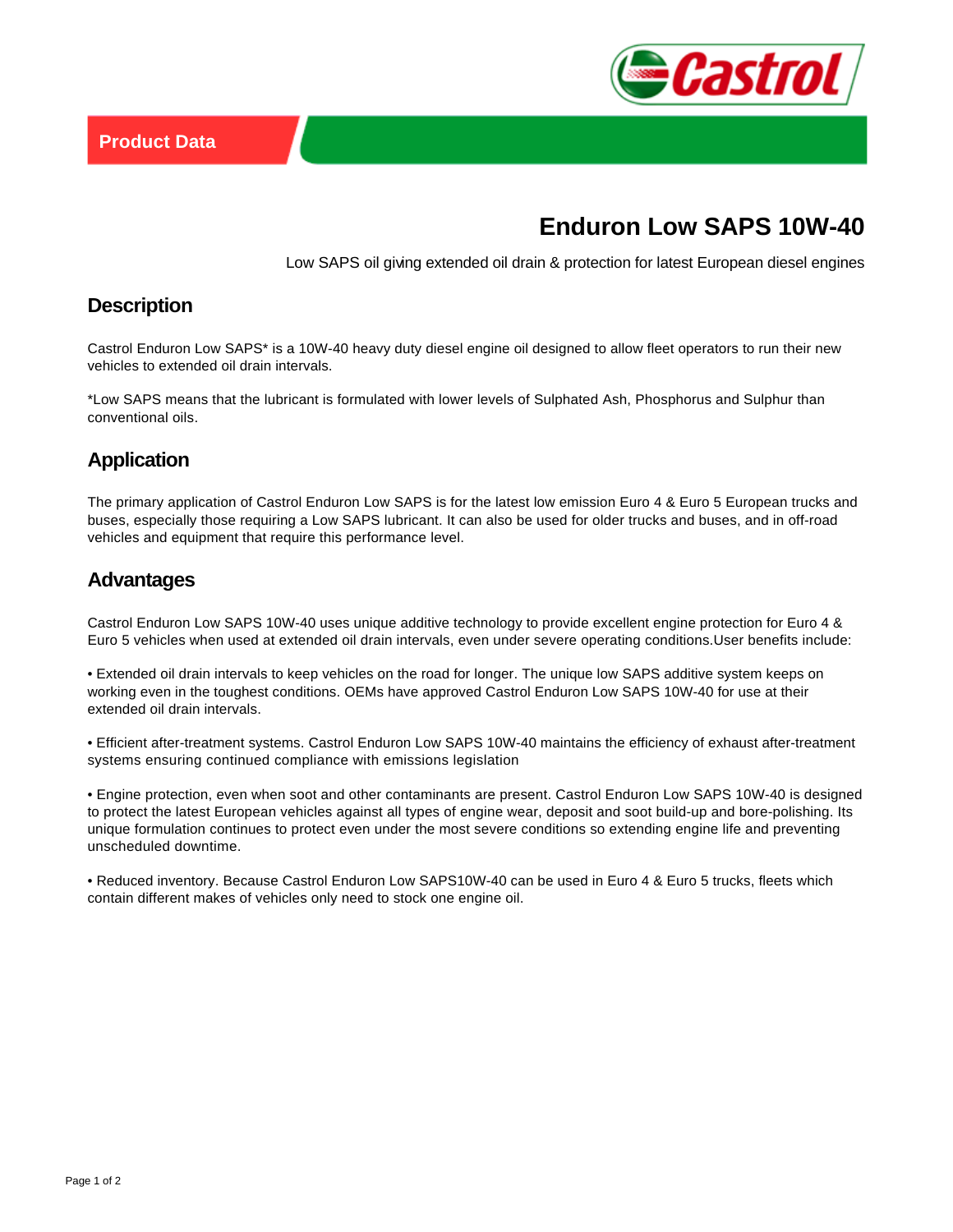Product Data

# Enduron Low SAPS 10W-40

Low SAPS oil giving extended oil drain & protection for latest European diesel engines

## Description

Castrol Enduron Low SAPS* is a 10W-40 heavy duty diesel engine oil designed to allow fleet operators to run their new vehicles to extended oil drain intervals.

*Low SAPS means that the lubricant is formulated with lower levels of Sulphated Ash, Phosphorus and Sulphur than conventional oils.

## Application

The primary application of Castrol Enduron Low SAPS is for the latest low emission Euro 4 & Euro 5 European trucks and buses, especially those requiring a Low SAPS lubricant. It can also be used for older trucks and buses, and in off-road vehicles and equipment that require this performance level.

## Advantages

Castrol Enduron Low SAPS 10W-40 uses unique additive technology to provide excellent engine protection for Euro 4 & Euro 5 vehicles when used at extended oil drain intervals, even under severe operating conditions.User benefits include:

• Extended oil drain intervals to keep vehicles on the road for longer. The unique low SAPS additive system keeps on working even in the toughest conditions. OEMs have approved Castrol Enduron Low SAPS 10W-40 for use at their extended oil drain intervals.

• Efficient after-treatment systems. Castrol Enduron Low SAPS 10W-40 maintains the efficiency of exhaust after-treatment systems ensuring continued compliance with emissions legislation

• Engine protection, even when soot and other contaminants are present. Castrol Enduron Low SAPS 10W-40 is designed to protect the latest European vehicles against all types of engine wear, deposit and soot build-up and bore-polishing. Its unique formulation continues to protect even under the most severe conditions so extending engine life and preventing unscheduled downtime.

• Reduced inventory. Because Castrol Enduron Low SAPS10W-40 can be used in Euro 4 & Euro 5 trucks, fleets which contain different makes of vehicles only need to stock one engine oil.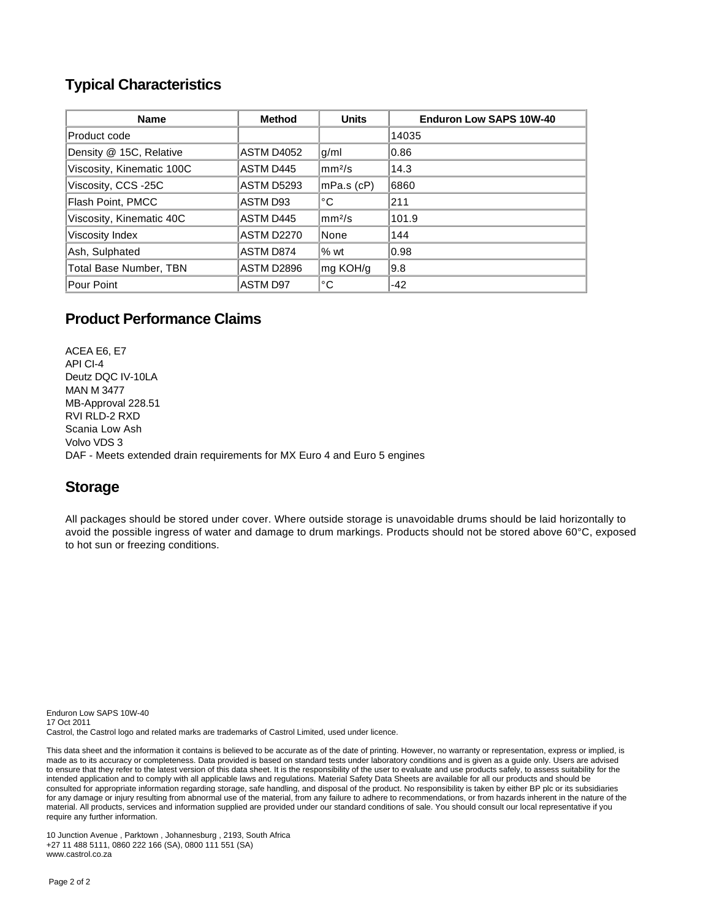## Typical Characteristics

| Name | Method | Units | Enduron Low SAPS 10W-40 |
| --- | --- | --- | --- |
| Product code | | | 14035 |
| Density @ 15C, Relative | ASTM D4052 | g/ml | 0.86 |
| Viscosity, Kinematic 100C | ASTM D445 | $mm^2/s$ | 14.3 |
| Viscosity, CCS -25C | ASTM D5293 | mPa.s (cP) | 6860 |
| Flash Point, PMCC | ASTM D93 | °C | 211 |
| Viscosity, Kinematic 40C | ASTM D445 | $mm^2/s$ | 101.9 |
| Viscosity Index | ASTM D2270 | None | 144 |
| Ash, Sulphated | ASTM D874 | % wt | 0.98 |
| Total Base Number, TBN | ASTM D2896 | mg KOH/g | 9.8 |
| Pour Point | ASTM D97 | °C | -42 |

## Product Performance Claims

ACEA E6, E7
API CI-4
Deutz DQC IV-10LA
MAN M 3477
MB-Approval 228.51
RVI RLD-2 RXD
Scania Low Ash
Volvo VDS 3
DAF - Meets extended drain requirements for MX Euro 4 and Euro 5 engines

## Storage

All packages should be stored under cover. Where outside storage is unavoidable drums should be laid horizontally to avoid the possible ingress of water and damage to drum markings. Products should not be stored above 60°C, exposed to hot sun or freezing conditions.

Enduron Low SAPS 10W-40
17 Oct 2011
Castrol, the Castrol logo and related marks are trademarks of Castrol Limited, used under licence.

This data sheet and the information it contains is believed to be accurate as of the date of printing. However, no warranty or representation, express or implied, is made as to its accuracy or completeness. Data provided is based on standard tests under laboratory conditions and is given as a guide only. Users are advised to ensure that they refer to the latest version of this data sheet. It is the responsibility of the user to evaluate and use products safely, to assess suitability for the intended application and to comply with all applicable laws and regulations. Material Safety Data Sheets are available for all our products and should be consulted for appropriate information regarding storage, safe handling, and disposal of the product. No responsibility is taken by either BP plc or its subsidiaries for any damage or injury resulting from abnormal use of the material, from any failure to adhere to recommendations, or from hazards inherent in the nature of the material. All products, services and information supplied are provided under our standard conditions of sale. You should consult our local representative if you require any further information.

10 Junction Avenue , Parktown , Johannesburg , 2193, South Africa
+27 11 488 5111, 0860 222 166 (SA), 0800 111 551 (SA)
www.castrol.co.za